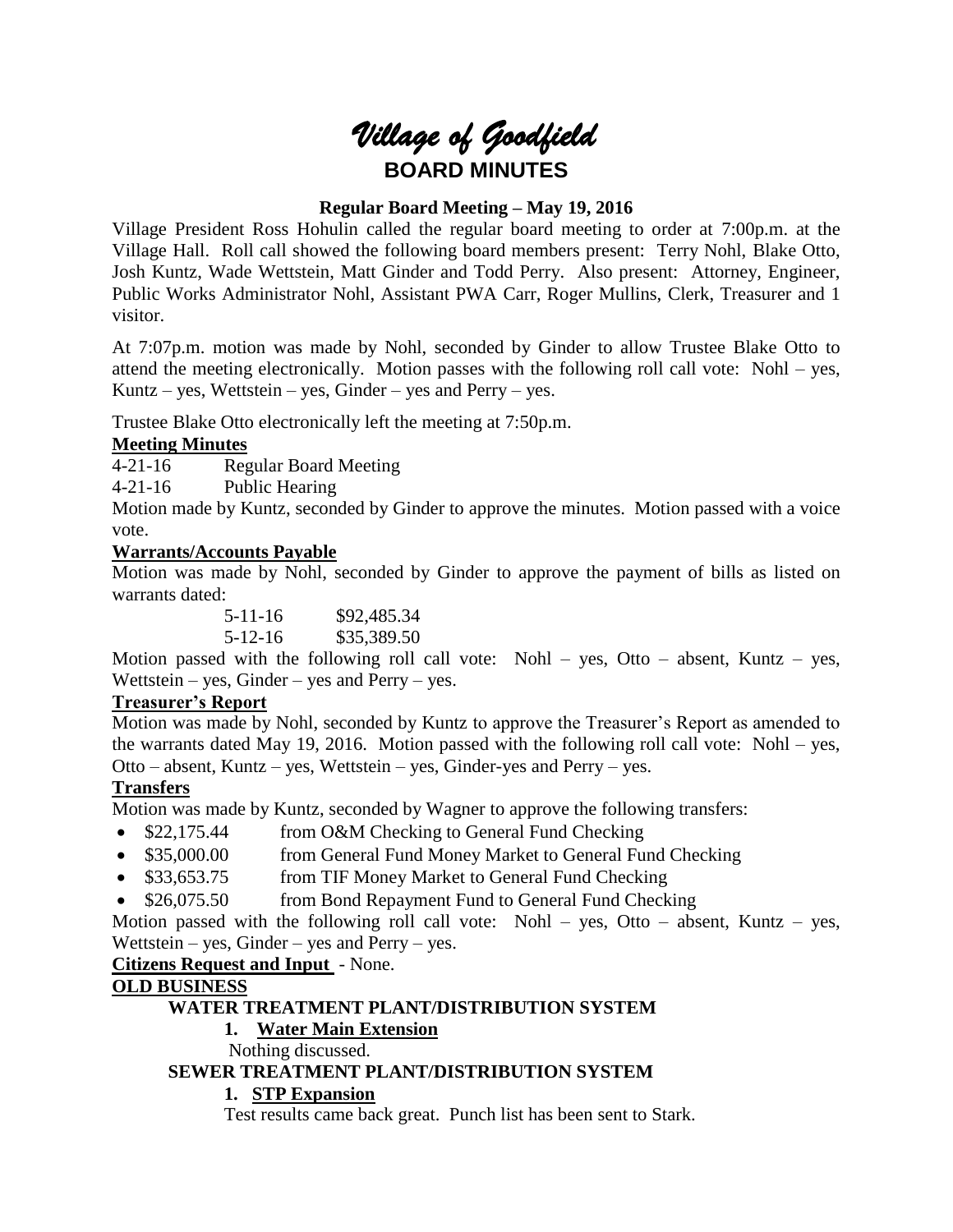# *Village of Goodfield*

## BOARD MINUTES

**Regular Board Meeting – May 19, 2016**

Village President Ross Hohulin called the regular board meeting to order at 7:00p.m. at the Village Hall. Roll call showed the following board members present: Terry Nohl, Blake Otto, Josh Kuntz, Wade Wettstein, Matt Ginder and Todd Perry. Also present: Attorney, Engineer, Public Works Administrator Nohl, Assistant PWA Carr, Roger Mullins, Clerk, Treasurer and 1 visitor.

At 7:07p.m. motion was made by Nohl, seconded by Ginder to allow Trustee Blake Otto to attend the meeting electronically. Motion passes with the following roll call vote: Nohl – yes, Kuntz – yes, Wettstein – yes, Ginder – yes and Perry – yes.

Trustee Blake Otto electronically left the meeting at 7:50p.m.

**Meeting Minutes**

4-21-16 Regular Board Meeting

4-21-16 Public Hearing

Motion made by Kuntz, seconded by Ginder to approve the minutes. Motion passed with a voice vote.

**Warrants/Accounts Payable**

Motion was made by Nohl, seconded by Ginder to approve the payment of bills as listed on warrants dated:

5-11-16 $92,485.34

5-12-16 $35,389.50

Motion passed with the following roll call vote: Nohl – yes, Otto – absent, Kuntz – yes, Wettstein – yes, Ginder – yes and Perry – yes.

**Treasurer's Report**

Motion was made by Nohl, seconded by Kuntz to approve the Treasurer's Report as amended to the warrants dated May 19, 2016. Motion passed with the following roll call vote: Nohl – yes, Otto – absent, Kuntz – yes, Wettstein – yes, Ginder-yes and Perry – yes.

**Transfers**

Motion was made by Kuntz, seconded by Wagner to approve the following transfers:

- $22,175.44 from O&M Checking to General Fund Checking
- $35,000.00 from General Fund Money Market to General Fund Checking
- $33,653.75 from TIF Money Market to General Fund Checking
- $26,075.50 from Bond Repayment Fund to General Fund Checking

Motion passed with the following roll call vote: Nohl – yes, Otto – absent, Kuntz – yes, Wettstein – yes, Ginder – yes and Perry – yes.

**Citizens Request and Input** - None.

**OLD BUSINESS**

**WATER TREATMENT PLANT/DISTRIBUTION SYSTEM**

1. **Water Main Extension**

   Nothing discussed.

**SEWER TREATMENT PLANT/DISTRIBUTION SYSTEM**

1. **STP Expansion**

   Test results came back great. Punch list has been sent to Stark.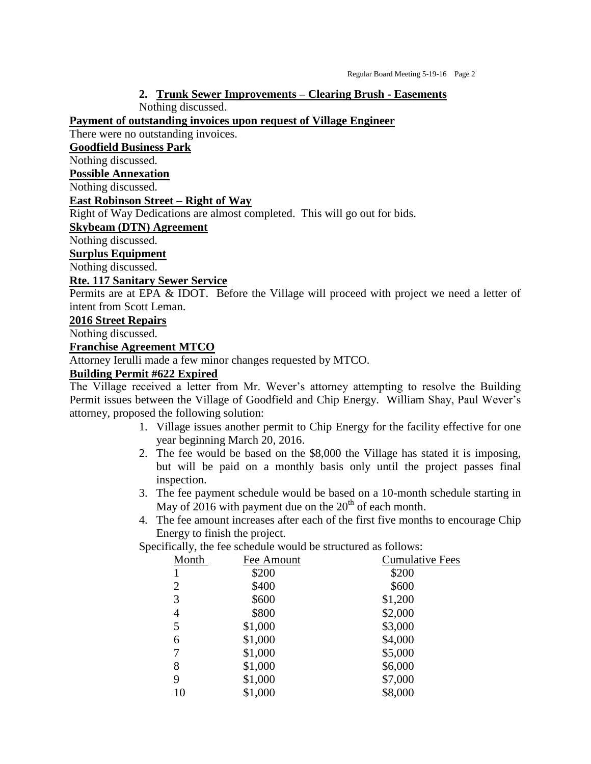2. **Trunk Sewer Improvements – Clearing Brush - Easements**

Nothing discussed.

**Payment of outstanding invoices upon request of Village Engineer**

There were no outstanding invoices.

**Goodfield Business Park**

Nothing discussed.

**Possible Annexation**

Nothing discussed.

**East Robinson Street – Right of Way**

Right of Way Dedications are almost completed. This will go out for bids.

**Skybeam (DTN) Agreement**

Nothing discussed.

**Surplus Equipment**

Nothing discussed.

**Rte. 117 Sanitary Sewer Service**

Permits are at EPA & IDOT. Before the Village will proceed with project we need a letter of intent from Scott Leman.

**2016 Street Repairs**

Nothing discussed.

**Franchise Agreement MTCO**

Attorney Ierulli made a few minor changes requested by MTCO.

**Building Permit #622 Expired**

The Village received a letter from Mr. Wever's attorney attempting to resolve the Building Permit issues between the Village of Goodfield and Chip Energy. William Shay, Paul Wever's attorney, proposed the following solution:

1. Village issues another permit to Chip Energy for the facility effective for one year beginning March 20, 2016.
2. The fee would be based on the $8,000 the Village has stated it is imposing, but will be paid on a monthly basis only until the project passes final inspection.
3. The fee payment schedule would be based on a 10-month schedule starting in May of 2016 with payment due on the 20th of each month.
4. The fee amount increases after each of the first five months to encourage Chip Energy to finish the project.

Specifically, the fee schedule would be structured as follows:

| Month | Fee Amount | Cumulative Fees |
|---|---|---|
| 1 | $200 | $200 |
| 2 | $400 | $600 |
| 3 | $600 | $1,200 |
| 4 | $800 | $2,000 |
| 5 | $1,000 | $3,000 |
| 6 | $1,000 | $4,000 |
| 7 | $1,000 | $5,000 |
| 8 | $1,000 | $6,000 |
| 9 | $1,000 | $7,000 |
| 10 | $1,000 | $8,000 |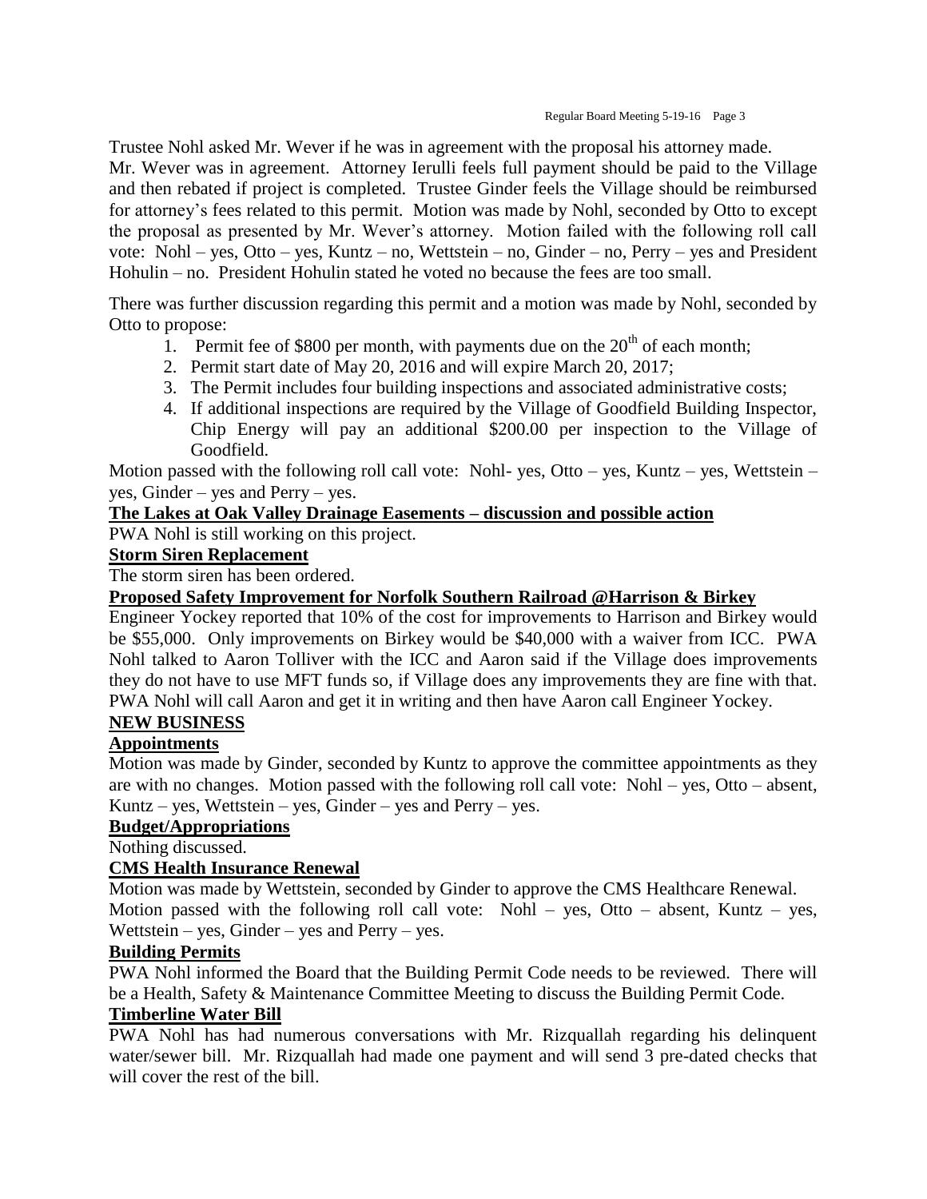Trustee Nohl asked Mr. Wever if he was in agreement with the proposal his attorney made. Mr. Wever was in agreement. Attorney Ierulli feels full payment should be paid to the Village and then rebated if project is completed. Trustee Ginder feels the Village should be reimbursed for attorney's fees related to this permit. Motion was made by Nohl, seconded by Otto to except the proposal as presented by Mr. Wever's attorney. Motion failed with the following roll call vote: Nohl – yes, Otto – yes, Kuntz – no, Wettstein – no, Ginder – no, Perry – yes and President Hohulin – no. President Hohulin stated he voted no because the fees are too small.

There was further discussion regarding this permit and a motion was made by Nohl, seconded by Otto to propose:

1. Permit fee of $800 per month, with payments due on the 20th of each month;
2. Permit start date of May 20, 2016 and will expire March 20, 2017;
3. The Permit includes four building inspections and associated administrative costs;
4. If additional inspections are required by the Village of Goodfield Building Inspector, Chip Energy will pay an additional $200.00 per inspection to the Village of Goodfield.

Motion passed with the following roll call vote: Nohl- yes, Otto – yes, Kuntz – yes, Wettstein – yes, Ginder – yes and Perry – yes.

**The Lakes at Oak Valley Drainage Easements – discussion and possible action**

PWA Nohl is still working on this project.

**Storm Siren Replacement**

The storm siren has been ordered.

**Proposed Safety Improvement for Norfolk Southern Railroad @Harrison & Birkey**

Engineer Yockey reported that 10% of the cost for improvements to Harrison and Birkey would be $55,000. Only improvements on Birkey would be $40,000 with a waiver from ICC. PWA Nohl talked to Aaron Tolliver with the ICC and Aaron said if the Village does improvements they do not have to use MFT funds so, if Village does any improvements they are fine with that. PWA Nohl will call Aaron and get it in writing and then have Aaron call Engineer Yockey.

**NEW BUSINESS**

**Appointments**

Motion was made by Ginder, seconded by Kuntz to approve the committee appointments as they are with no changes. Motion passed with the following roll call vote: Nohl – yes, Otto – absent, Kuntz – yes, Wettstein – yes, Ginder – yes and Perry – yes.

**Budget/Appropriations**

Nothing discussed.

**CMS Health Insurance Renewal**

Motion was made by Wettstein, seconded by Ginder to approve the CMS Healthcare Renewal. Motion passed with the following roll call vote: Nohl – yes, Otto – absent, Kuntz – yes, Wettstein – yes, Ginder – yes and Perry – yes.

**Building Permits**

PWA Nohl informed the Board that the Building Permit Code needs to be reviewed. There will be a Health, Safety & Maintenance Committee Meeting to discuss the Building Permit Code.

**Timberline Water Bill**

PWA Nohl has had numerous conversations with Mr. Rizquallah regarding his delinquent water/sewer bill. Mr. Rizquallah had made one payment and will send 3 pre-dated checks that will cover the rest of the bill.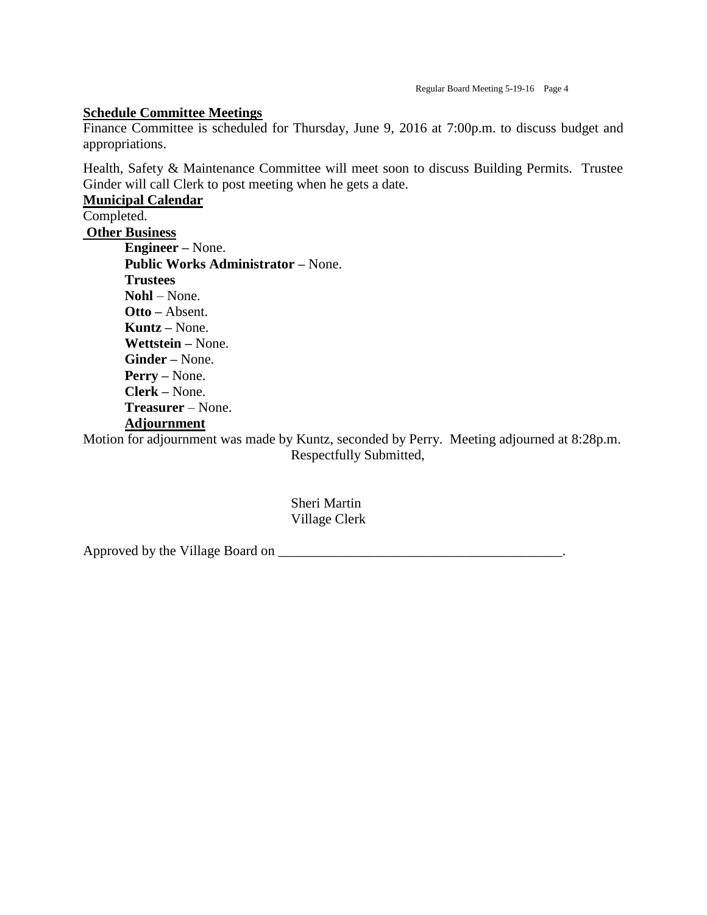**Schedule Committee Meetings**

Finance Committee is scheduled for Thursday, June 9, 2016 at 7:00p.m. to discuss budget and appropriations.

Health, Safety & Maintenance Committee will meet soon to discuss Building Permits. Trustee Ginder will call Clerk to post meeting when he gets a date.

**Municipal Calendar**

Completed.

**Other Business**

**Engineer –** None.
**Public Works Administrator –** None.
**Trustees**
**Nohl** – None.
**Otto –** Absent.
**Kuntz –** None.
**Wettstein –** None.
**Ginder –** None.
**Perry –** None.
**Clerk –** None.
**Treasurer** – None.

**Adjournment**

Motion for adjournment was made by Kuntz, seconded by Perry. Meeting adjourned at 8:28p.m.

Respectfully Submitted,

Sheri Martin
Village Clerk

Approved by the Village Board on ________________________________________.